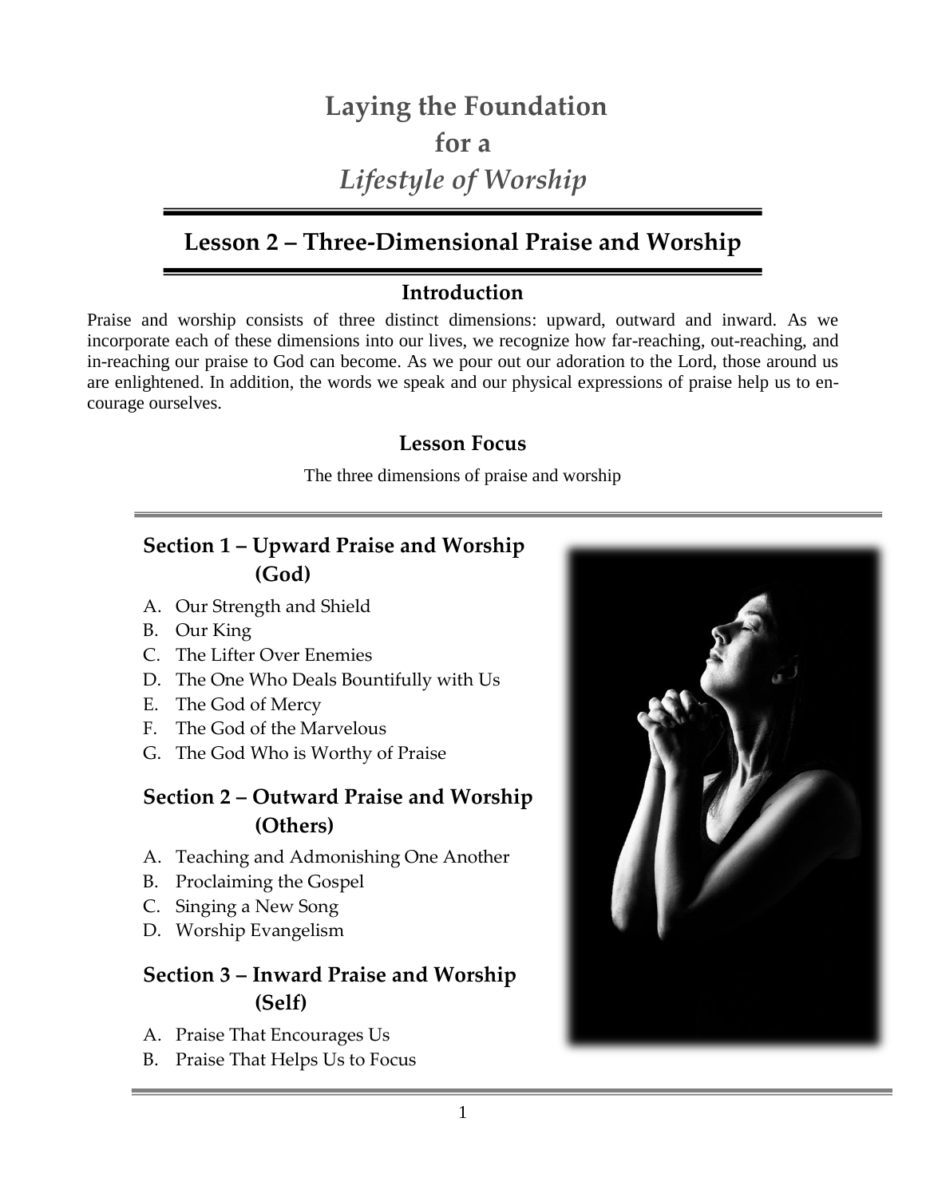# Laying the Foundation for a *Lifestyle of Worship*

## Lesson 2 – Three-Dimensional Praise and Worship

### Introduction

Praise and worship consists of three distinct dimensions: upward, outward and inward. As we incorporate each of these dimensions into our lives, we recognize how far-reaching, out-reaching, and in-reaching our praise to God can become. As we pour out our adoration to the Lord, those around us are enlightened. In addition, the words we speak and our physical expressions of praise help us to encourage ourselves.

### Lesson Focus

The three dimensions of praise and worship

### Section 1 – Upward Praise and Worship (God)

A. Our Strength and Shield
B. Our King
C. The Lifter Over Enemies
D. The One Who Deals Bountifully with Us
E. The God of Mercy
F. The God of the Marvelous
G. The God Who is Worthy of Praise

### Section 2 – Outward Praise and Worship (Others)

A. Teaching and Admonishing One Another
B. Proclaiming the Gospel
C. Singing a New Song
D. Worship Evangelism

### Section 3 – Inward Praise and Worship (Self)

A. Praise That Encourages Us
B. Praise That Helps Us to Focus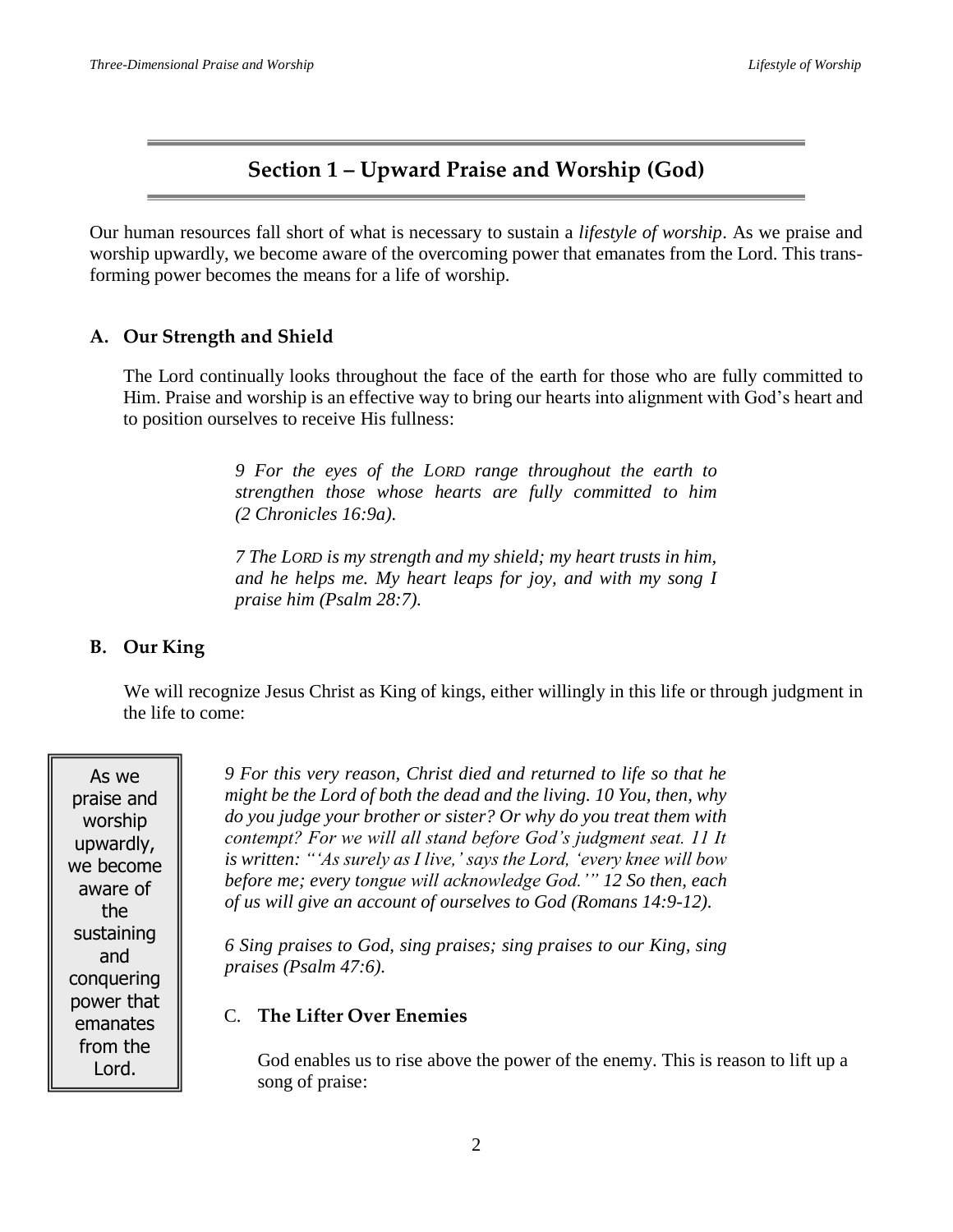## Section 1 – Upward Praise and Worship (God)

Our human resources fall short of what is necessary to sustain a *lifestyle of worship*. As we praise and worship upwardly, we become aware of the overcoming power that emanates from the Lord. This transforming power becomes the means for a life of worship.

### A. Our Strength and Shield

The Lord continually looks throughout the face of the earth for those who are fully committed to Him. Praise and worship is an effective way to bring our hearts into alignment with God's heart and to position ourselves to receive His fullness:

> *9 For the eyes of the LORD range throughout the earth to strengthen those whose hearts are fully committed to him (2 Chronicles 16:9a).*
>
> *7 The LORD is my strength and my shield; my heart trusts in him, and he helps me. My heart leaps for joy, and with my song I praise him (Psalm 28:7).*

### B. Our King

We will recognize Jesus Christ as King of kings, either willingly in this life or through judgment in the life to come:

> As we praise and worship upwardly, we become aware of the sustaining and conquering power that emanates from the Lord.

> *9 For this very reason, Christ died and returned to life so that he might be the Lord of both the dead and the living. 10 You, then, why do you judge your brother or sister? Or why do you treat them with contempt? For we will all stand before God's judgment seat. 11 It is written: "'As surely as I live,' says the Lord, 'every knee will bow before me; every tongue will acknowledge God.'" 12 So then, each of us will give an account of ourselves to God (Romans 14:9-12).*
>
> *6 Sing praises to God, sing praises; sing praises to our King, sing praises (Psalm 47:6).*

### C. The Lifter Over Enemies

God enables us to rise above the power of the enemy. This is reason to lift up a song of praise: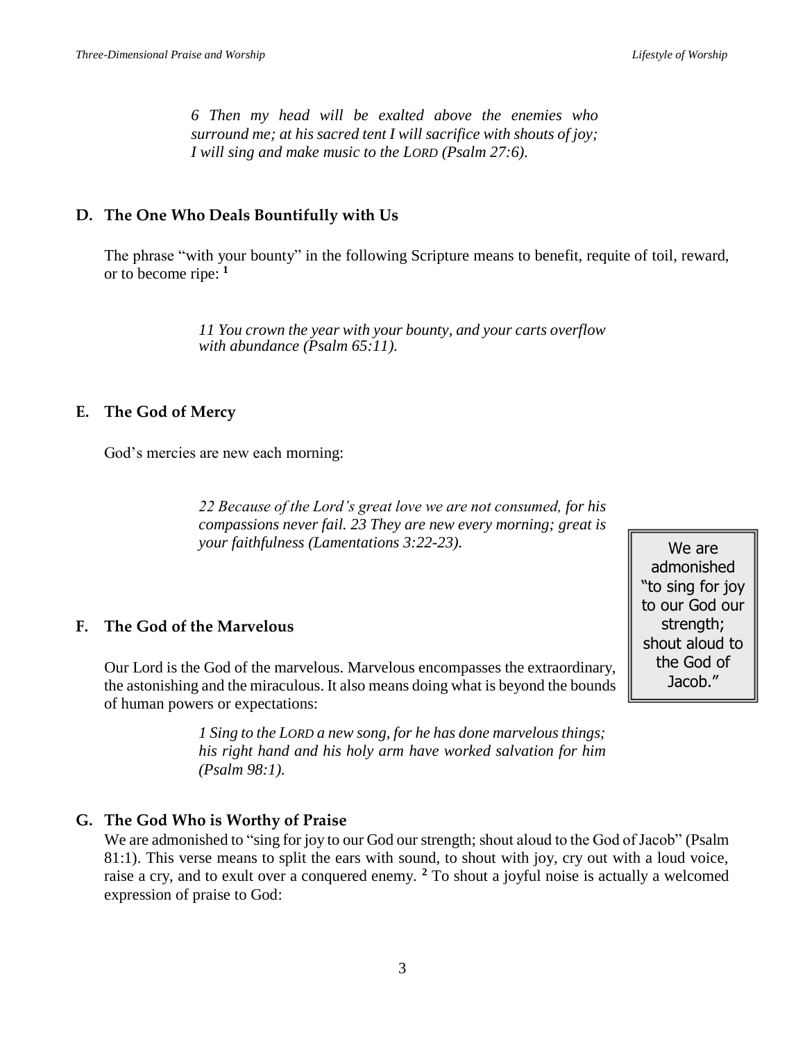*6 Then my head will be exalted above the enemies who surround me; at his sacred tent I will sacrifice with shouts of joy; I will sing and make music to the LORD (Psalm 27:6).*

### D. The One Who Deals Bountifully with Us

The phrase "with your bounty" in the following Scripture means to benefit, requite of toil, reward, or to become ripe: [1]

> *11 You crown the year with your bounty, and your carts overflow with abundance (Psalm 65:11).*

### E. The God of Mercy

God's mercies are new each morning:

> *22 Because of the Lord's great love we are not consumed, for his compassions never fail. 23 They are new every morning; great is your faithfulness (Lamentations 3:22-23).*

> We are admonished "to sing for joy to our God our strength; shout aloud to the God of Jacob."

### F. The God of the Marvelous

Our Lord is the God of the marvelous. Marvelous encompasses the extraordinary, the astonishing and the miraculous. It also means doing what is beyond the bounds of human powers or expectations:

> *1 Sing to the LORD a new song, for he has done marvelous things; his right hand and his holy arm have worked salvation for him (Psalm 98:1).*

### G. The God Who is Worthy of Praise

We are admonished to "sing for joy to our God our strength; shout aloud to the God of Jacob" (Psalm 81:1). This verse means to split the ears with sound, to shout with joy, cry out with a loud voice, raise a cry, and to exult over a conquered enemy. [2] To shout a joyful noise is actually a welcomed expression of praise to God: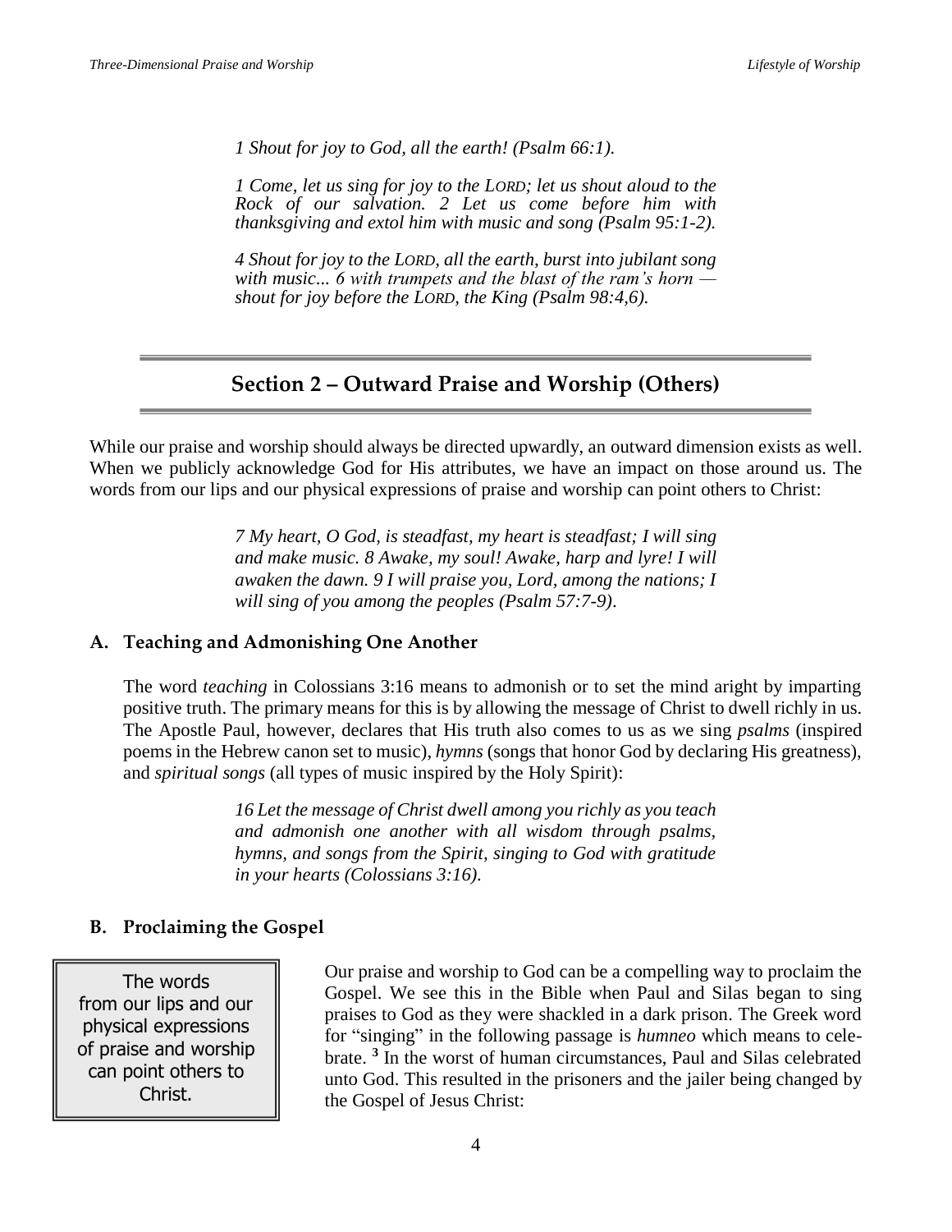*1 Shout for joy to God, all the earth! (Psalm 66:1).*

*1 Come, let us sing for joy to the LORD; let us shout aloud to the Rock of our salvation. 2 Let us come before him with thanksgiving and extol him with music and song (Psalm 95:1-2).*

*4 Shout for joy to the LORD, all the earth, burst into jubilant song with music... 6 with trumpets and the blast of the ram's horn — shout for joy before the LORD, the King (Psalm 98:4,6).*

## Section 2 – Outward Praise and Worship (Others)

While our praise and worship should always be directed upwardly, an outward dimension exists as well. When we publicly acknowledge God for His attributes, we have an impact on those around us. The words from our lips and our physical expressions of praise and worship can point others to Christ:

*7 My heart, O God, is steadfast, my heart is steadfast; I will sing and make music. 8 Awake, my soul! Awake, harp and lyre! I will awaken the dawn. 9 I will praise you, Lord, among the nations; I will sing of you among the peoples (Psalm 57:7-9).*

### A. Teaching and Admonishing One Another

The word *teaching* in Colossians 3:16 means to admonish or to set the mind aright by imparting positive truth. The primary means for this is by allowing the message of Christ to dwell richly in us. The Apostle Paul, however, declares that His truth also comes to us as we sing *psalms* (inspired poems in the Hebrew canon set to music), *hymns* (songs that honor God by declaring His greatness), and *spiritual songs* (all types of music inspired by the Holy Spirit):

*16 Let the message of Christ dwell among you richly as you teach and admonish one another with all wisdom through psalms, hymns, and songs from the Spirit, singing to God with gratitude in your hearts (Colossians 3:16).*

### B. Proclaiming the Gospel

> The words from our lips and our physical expressions of praise and worship can point others to Christ.

Our praise and worship to God can be a compelling way to proclaim the Gospel. We see this in the Bible when Paul and Silas began to sing praises to God as they were shackled in a dark prison. The Greek word for "singing" in the following passage is *humneo* which means to celebrate.[3] In the worst of human circumstances, Paul and Silas celebrated unto God. This resulted in the prisoners and the jailer being changed by the Gospel of Jesus Christ: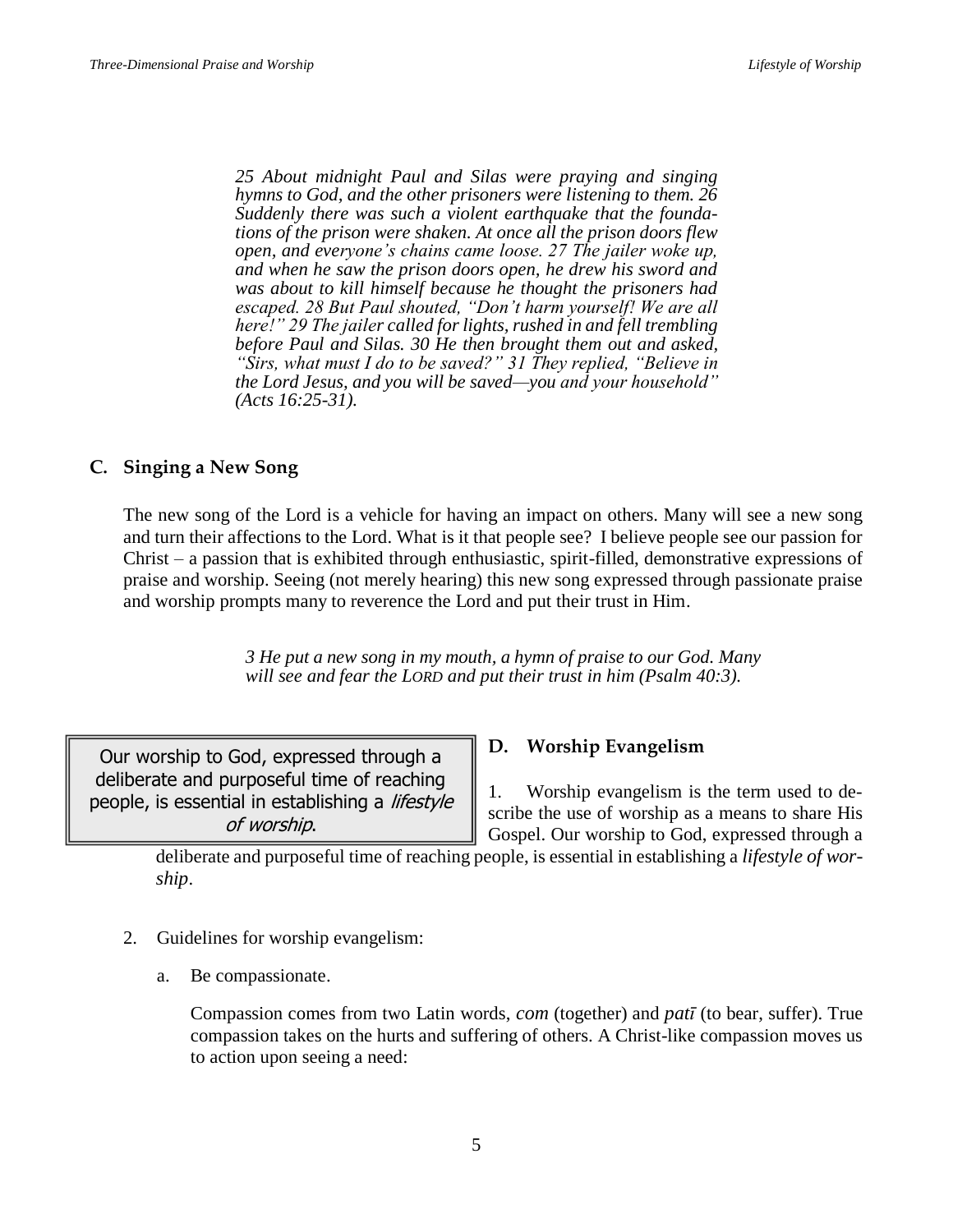*25 About midnight Paul and Silas were praying and singing hymns to God, and the other prisoners were listening to them. 26 Suddenly there was such a violent earthquake that the foundations of the prison were shaken. At once all the prison doors flew open, and everyone's chains came loose. 27 The jailer woke up, and when he saw the prison doors open, he drew his sword and was about to kill himself because he thought the prisoners had escaped. 28 But Paul shouted, "Don't harm yourself! We are all here!" 29 The jailer called for lights, rushed in and fell trembling before Paul and Silas. 30 He then brought them out and asked, "Sirs, what must I do to be saved?" 31 They replied, "Believe in the Lord Jesus, and you will be saved—you and your household" (Acts 16:25-31).*

## C. Singing a New Song

The new song of the Lord is a vehicle for having an impact on others. Many will see a new song and turn their affections to the Lord. What is it that people see? I believe people see our passion for Christ – a passion that is exhibited through enthusiastic, spirit-filled, demonstrative expressions of praise and worship. Seeing (not merely hearing) this new song expressed through passionate praise and worship prompts many to reverence the Lord and put their trust in Him.

*3 He put a new song in my mouth, a hymn of praise to our God. Many will see and fear the LORD and put their trust in him (Psalm 40:3).*

> Our worship to God, expressed through a deliberate and purposeful time of reaching people, is essential in establishing a *lifestyle of worship*.

## D. Worship Evangelism

1. Worship evangelism is the term used to describe the use of worship as a means to share His Gospel. Our worship to God, expressed through a deliberate and purposeful time of reaching people, is essential in establishing a *lifestyle of worship*.

2. Guidelines for worship evangelism:

   a. Be compassionate.

   Compassion comes from two Latin words, *com* (together) and *patī* (to bear, suffer). True compassion takes on the hurts and suffering of others. A Christ-like compassion moves us to action upon seeing a need: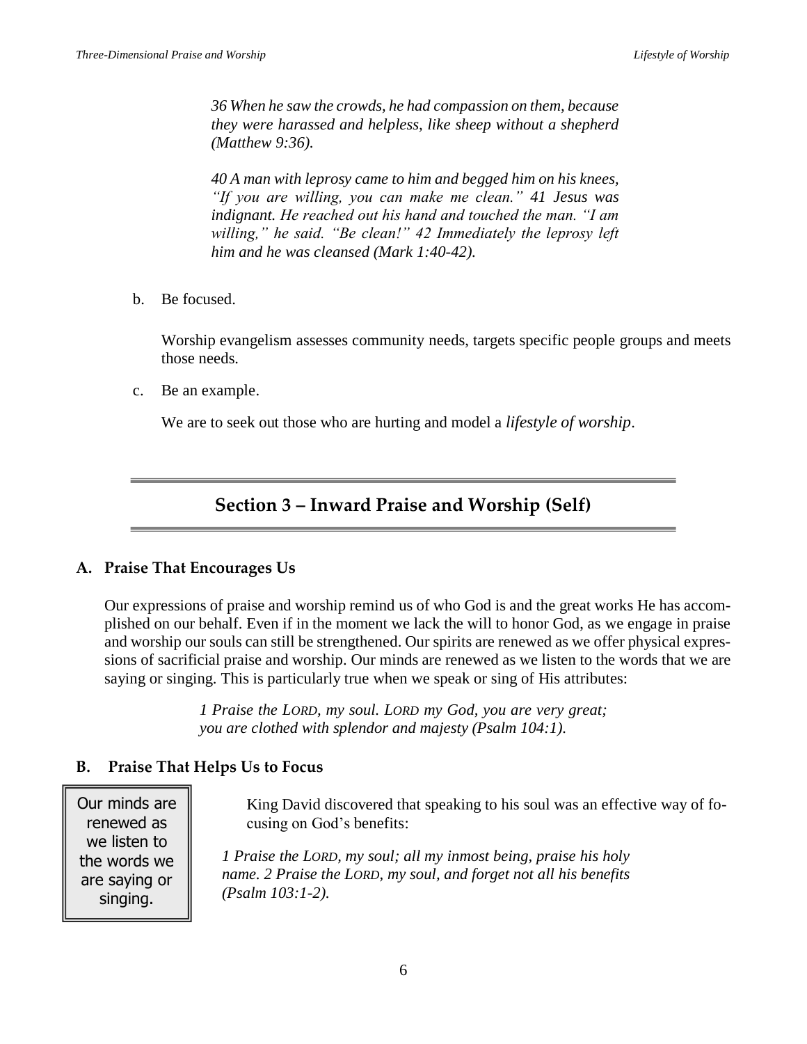*36 When he saw the crowds, he had compassion on them, because they were harassed and helpless, like sheep without a shepherd (Matthew 9:36).*

*40 A man with leprosy came to him and begged him on his knees, "If you are willing, you can make me clean." 41 Jesus was indignant. He reached out his hand and touched the man. "I am willing," he said. "Be clean!" 42 Immediately the leprosy left him and he was cleansed (Mark 1:40-42).*

b. Be focused.

Worship evangelism assesses community needs, targets specific people groups and meets those needs.

c. Be an example.

We are to seek out those who are hurting and model a *lifestyle of worship*.

## Section 3 – Inward Praise and Worship (Self)

### A. Praise That Encourages Us

Our expressions of praise and worship remind us of who God is and the great works He has accomplished on our behalf. Even if in the moment we lack the will to honor God, as we engage in praise and worship our souls can still be strengthened. Our spirits are renewed as we offer physical expressions of sacrificial praise and worship. Our minds are renewed as we listen to the words that we are saying or singing. This is particularly true when we speak or sing of His attributes:

*1 Praise the LORD, my soul. LORD my God, you are very great; you are clothed with splendor and majesty (Psalm 104:1).*

### B. Praise That Helps Us to Focus

> Our minds are renewed as we listen to the words we are saying or singing.

King David discovered that speaking to his soul was an effective way of focusing on God's benefits:

*1 Praise the LORD, my soul; all my inmost being, praise his holy name. 2 Praise the LORD, my soul, and forget not all his benefits (Psalm 103:1-2).*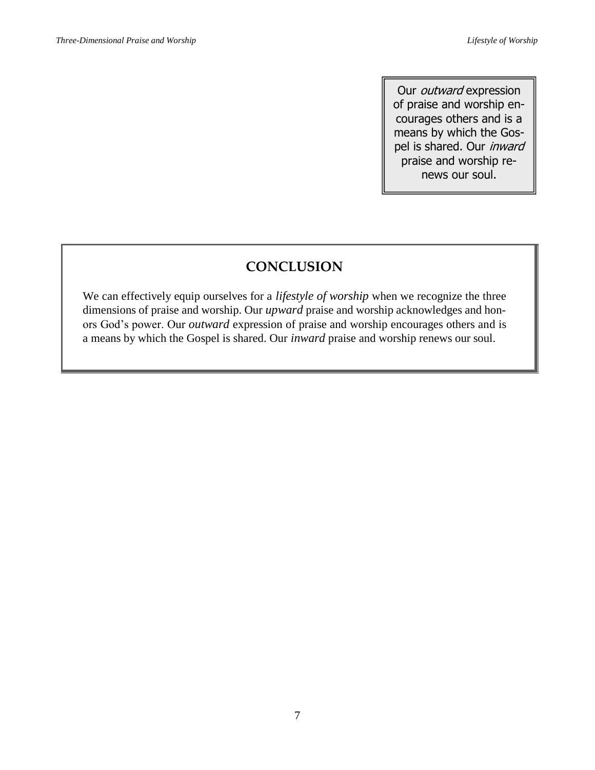Our *outward* expression of praise and worship encourages others and is a means by which the Gospel is shared. Our *inward* praise and worship renews our soul.

## CONCLUSION

We can effectively equip ourselves for a *lifestyle of worship* when we recognize the three dimensions of praise and worship. Our *upward* praise and worship acknowledges and honors God's power. Our *outward* expression of praise and worship encourages others and is a means by which the Gospel is shared. Our *inward* praise and worship renews our soul.